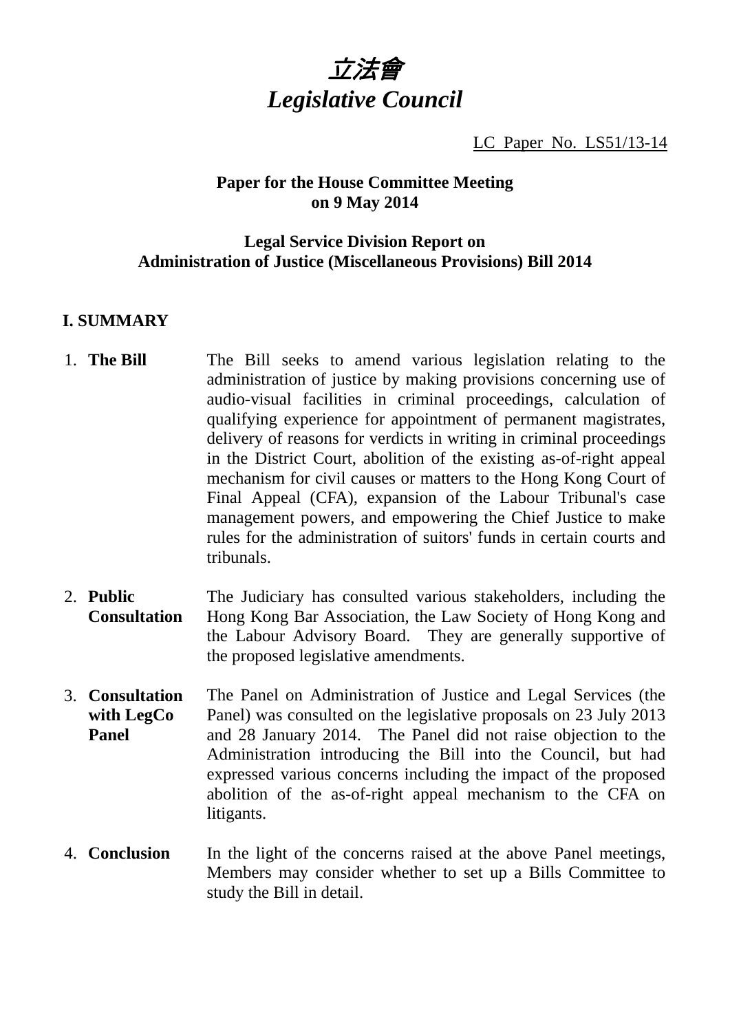# *立法會*
# *Legislative Council*

LC Paper No. LS51/13-14

**Paper for the House Committee Meeting on 9 May 2014**

**Legal Service Division Report on Administration of Justice (Miscellaneous Provisions) Bill 2014**

## I. SUMMARY

1. **The Bill** The Bill seeks to amend various legislation relating to the administration of justice by making provisions concerning use of audio-visual facilities in criminal proceedings, calculation of qualifying experience for appointment of permanent magistrates, delivery of reasons for verdicts in writing in criminal proceedings in the District Court, abolition of the existing as-of-right appeal mechanism for civil causes or matters to the Hong Kong Court of Final Appeal (CFA), expansion of the Labour Tribunal's case management powers, and empowering the Chief Justice to make rules for the administration of suitors' funds in certain courts and tribunals.

2. **Public Consultation** The Judiciary has consulted various stakeholders, including the Hong Kong Bar Association, the Law Society of Hong Kong and the Labour Advisory Board. They are generally supportive of the proposed legislative amendments.

3. **Consultation with LegCo Panel** The Panel on Administration of Justice and Legal Services (the Panel) was consulted on the legislative proposals on 23 July 2013 and 28 January 2014. The Panel did not raise objection to the Administration introducing the Bill into the Council, but had expressed various concerns including the impact of the proposed abolition of the as-of-right appeal mechanism to the CFA on litigants.

4. **Conclusion** In the light of the concerns raised at the above Panel meetings, Members may consider whether to set up a Bills Committee to study the Bill in detail.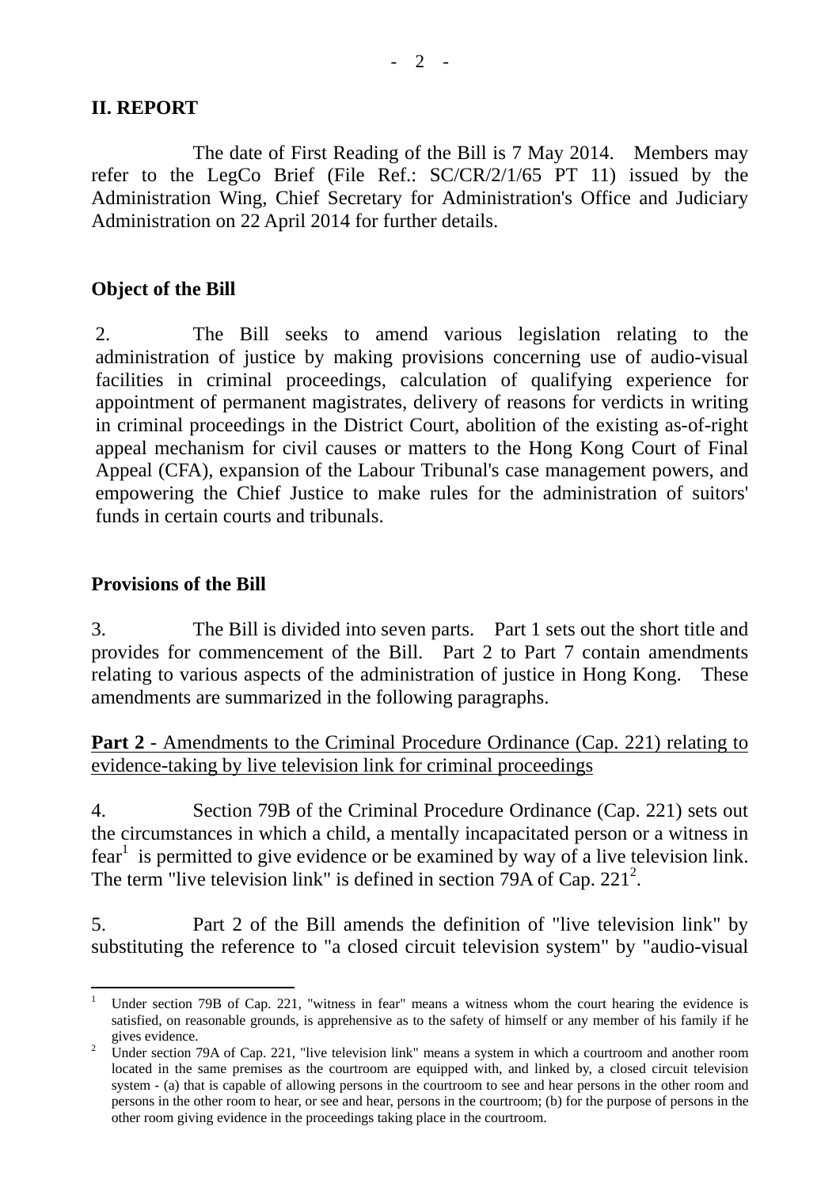## II. REPORT

The date of First Reading of the Bill is 7 May 2014. Members may refer to the LegCo Brief (File Ref.: SC/CR/2/1/65 PT 11) issued by the Administration Wing, Chief Secretary for Administration's Office and Judiciary Administration on 22 April 2014 for further details.

### Object of the Bill

2. The Bill seeks to amend various legislation relating to the administration of justice by making provisions concerning use of audio-visual facilities in criminal proceedings, calculation of qualifying experience for appointment of permanent magistrates, delivery of reasons for verdicts in writing in criminal proceedings in the District Court, abolition of the existing as-of-right appeal mechanism for civil causes or matters to the Hong Kong Court of Final Appeal (CFA), expansion of the Labour Tribunal's case management powers, and empowering the Chief Justice to make rules for the administration of suitors' funds in certain courts and tribunals.

### Provisions of the Bill

3. The Bill is divided into seven parts. Part 1 sets out the short title and provides for commencement of the Bill. Part 2 to Part 7 contain amendments relating to various aspects of the administration of justice in Hong Kong. These amendments are summarized in the following paragraphs.

**Part 2** - Amendments to the Criminal Procedure Ordinance (Cap. 221) relating to evidence-taking by live television link for criminal proceedings

4. Section 79B of the Criminal Procedure Ordinance (Cap. 221) sets out the circumstances in which a child, a mentally incapacitated person or a witness in fear[1] is permitted to give evidence or be examined by way of a live television link. The term "live television link" is defined in section 79A of Cap. 221[2].

5. Part 2 of the Bill amends the definition of "live television link" by substituting the reference to "a closed circuit television system" by "audio-visual

---

[1] Under section 79B of Cap. 221, "witness in fear" means a witness whom the court hearing the evidence is satisfied, on reasonable grounds, is apprehensive as to the safety of himself or any member of his family if he gives evidence.

[2] Under section 79A of Cap. 221, "live television link" means a system in which a courtroom and another room located in the same premises as the courtroom are equipped with, and linked by, a closed circuit television system - (a) that is capable of allowing persons in the courtroom to see and hear persons in the other room and persons in the other room to hear, or see and hear, persons in the courtroom; (b) for the purpose of persons in the other room giving evidence in the proceedings taking place in the courtroom.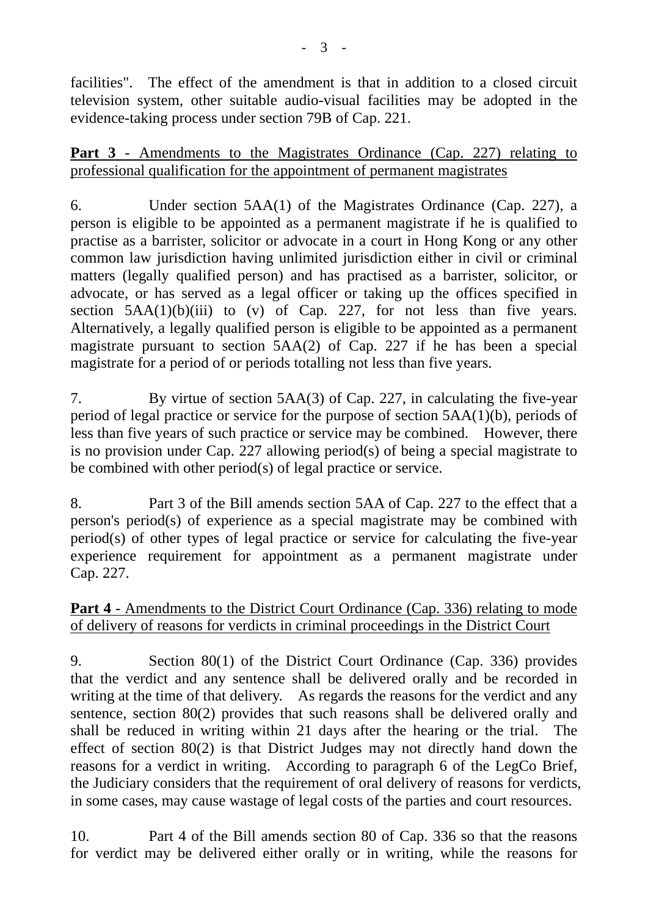facilities". The effect of the amendment is that in addition to a closed circuit television system, other suitable audio-visual facilities may be adopted in the evidence-taking process under section 79B of Cap. 221.

**Part 3** - <u>Amendments to the Magistrates Ordinance (Cap. 227) relating to professional qualification for the appointment of permanent magistrates</u>

6. Under section 5AA(1) of the Magistrates Ordinance (Cap. 227), a person is eligible to be appointed as a permanent magistrate if he is qualified to practise as a barrister, solicitor or advocate in a court in Hong Kong or any other common law jurisdiction having unlimited jurisdiction either in civil or criminal matters (legally qualified person) and has practised as a barrister, solicitor, or advocate, or has served as a legal officer or taking up the offices specified in section 5AA(1)(b)(iii) to (v) of Cap. 227, for not less than five years. Alternatively, a legally qualified person is eligible to be appointed as a permanent magistrate pursuant to section 5AA(2) of Cap. 227 if he has been a special magistrate for a period of or periods totalling not less than five years.

7. By virtue of section 5AA(3) of Cap. 227, in calculating the five-year period of legal practice or service for the purpose of section 5AA(1)(b), periods of less than five years of such practice or service may be combined. However, there is no provision under Cap. 227 allowing period(s) of being a special magistrate to be combined with other period(s) of legal practice or service.

8. Part 3 of the Bill amends section 5AA of Cap. 227 to the effect that a person's period(s) of experience as a special magistrate may be combined with period(s) of other types of legal practice or service for calculating the five-year experience requirement for appointment as a permanent magistrate under Cap. 227.

**Part 4** - <u>Amendments to the District Court Ordinance (Cap. 336) relating to mode of delivery of reasons for verdicts in criminal proceedings in the District Court</u>

9. Section 80(1) of the District Court Ordinance (Cap. 336) provides that the verdict and any sentence shall be delivered orally and be recorded in writing at the time of that delivery. As regards the reasons for the verdict and any sentence, section 80(2) provides that such reasons shall be delivered orally and shall be reduced in writing within 21 days after the hearing or the trial. The effect of section 80(2) is that District Judges may not directly hand down the reasons for a verdict in writing. According to paragraph 6 of the LegCo Brief, the Judiciary considers that the requirement of oral delivery of reasons for verdicts, in some cases, may cause wastage of legal costs of the parties and court resources.

10. Part 4 of the Bill amends section 80 of Cap. 336 so that the reasons for verdict may be delivered either orally or in writing, while the reasons for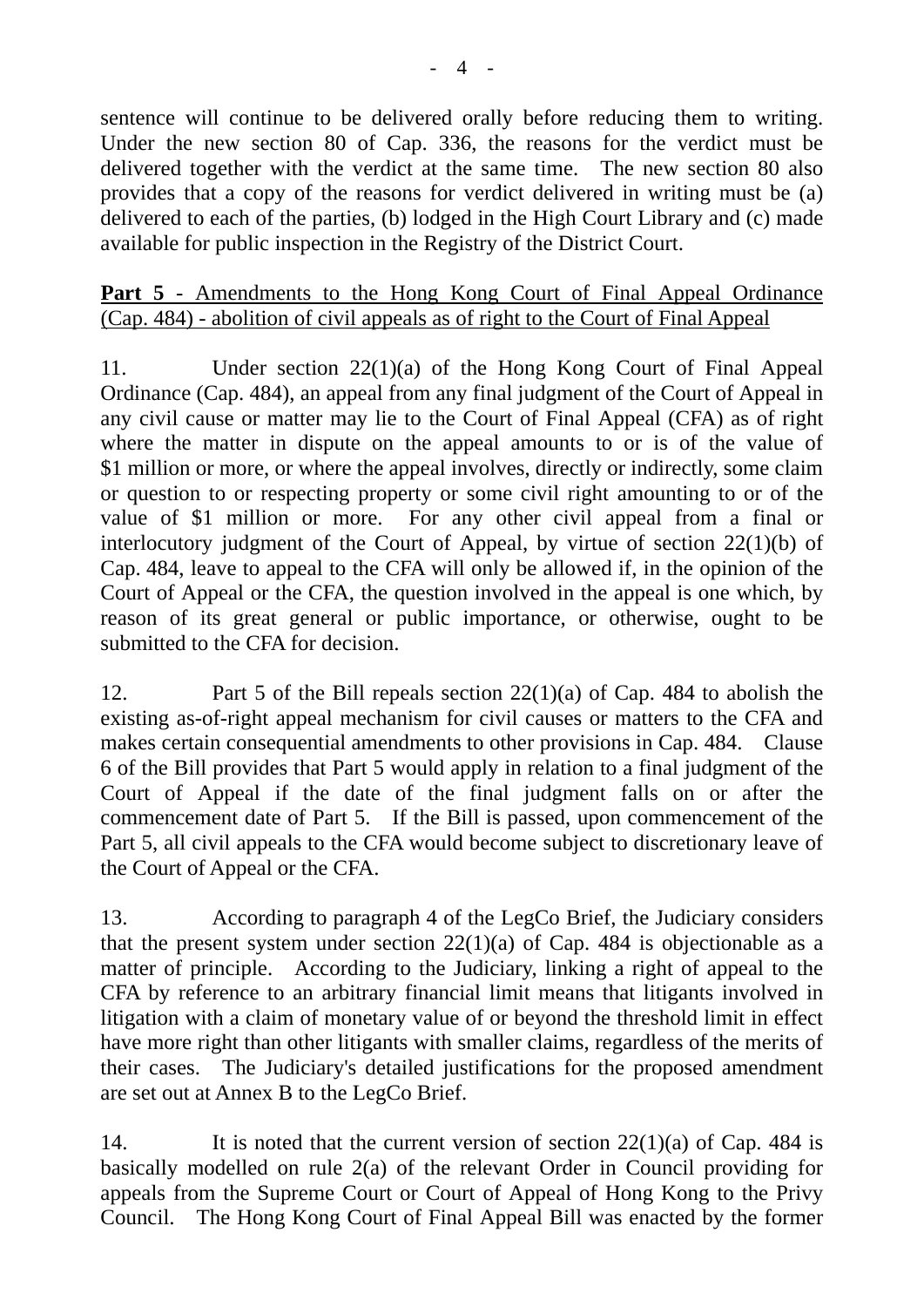sentence will continue to be delivered orally before reducing them to writing. Under the new section 80 of Cap. 336, the reasons for the verdict must be delivered together with the verdict at the same time. The new section 80 also provides that a copy of the reasons for verdict delivered in writing must be (a) delivered to each of the parties, (b) lodged in the High Court Library and (c) made available for public inspection in the Registry of the District Court.

**Part 5** - Amendments to the Hong Kong Court of Final Appeal Ordinance (Cap. 484) - abolition of civil appeals as of right to the Court of Final Appeal

11. Under section 22(1)(a) of the Hong Kong Court of Final Appeal Ordinance (Cap. 484), an appeal from any final judgment of the Court of Appeal in any civil cause or matter may lie to the Court of Final Appeal (CFA) as of right where the matter in dispute on the appeal amounts to or is of the value of $1 million or more, or where the appeal involves, directly or indirectly, some claim or question to or respecting property or some civil right amounting to or of the value of $1 million or more. For any other civil appeal from a final or interlocutory judgment of the Court of Appeal, by virtue of section 22(1)(b) of Cap. 484, leave to appeal to the CFA will only be allowed if, in the opinion of the Court of Appeal or the CFA, the question involved in the appeal is one which, by reason of its great general or public importance, or otherwise, ought to be submitted to the CFA for decision.

12. Part 5 of the Bill repeals section 22(1)(a) of Cap. 484 to abolish the existing as-of-right appeal mechanism for civil causes or matters to the CFA and makes certain consequential amendments to other provisions in Cap. 484. Clause 6 of the Bill provides that Part 5 would apply in relation to a final judgment of the Court of Appeal if the date of the final judgment falls on or after the commencement date of Part 5. If the Bill is passed, upon commencement of the Part 5, all civil appeals to the CFA would become subject to discretionary leave of the Court of Appeal or the CFA.

13. According to paragraph 4 of the LegCo Brief, the Judiciary considers that the present system under section 22(1)(a) of Cap. 484 is objectionable as a matter of principle. According to the Judiciary, linking a right of appeal to the CFA by reference to an arbitrary financial limit means that litigants involved in litigation with a claim of monetary value of or beyond the threshold limit in effect have more right than other litigants with smaller claims, regardless of the merits of their cases. The Judiciary's detailed justifications for the proposed amendment are set out at Annex B to the LegCo Brief.

14. It is noted that the current version of section 22(1)(a) of Cap. 484 is basically modelled on rule 2(a) of the relevant Order in Council providing for appeals from the Supreme Court or Court of Appeal of Hong Kong to the Privy Council. The Hong Kong Court of Final Appeal Bill was enacted by the former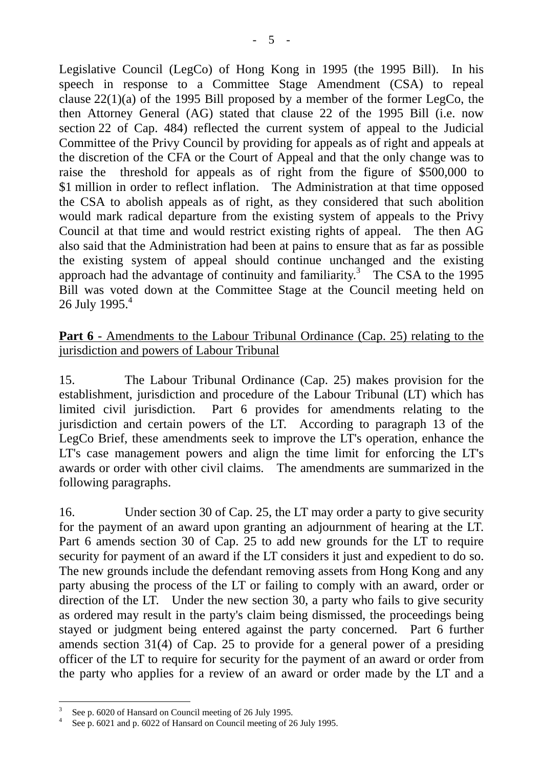Legislative Council (LegCo) of Hong Kong in 1995 (the 1995 Bill). In his speech in response to a Committee Stage Amendment (CSA) to repeal clause 22(1)(a) of the 1995 Bill proposed by a member of the former LegCo, the then Attorney General (AG) stated that clause 22 of the 1995 Bill (i.e. now section 22 of Cap. 484) reflected the current system of appeal to the Judicial Committee of the Privy Council by providing for appeals as of right and appeals at the discretion of the CFA or the Court of Appeal and that the only change was to raise the threshold for appeals as of right from the figure of $500,000 to $1 million in order to reflect inflation. The Administration at that time opposed the CSA to abolish appeals as of right, as they considered that such abolition would mark radical departure from the existing system of appeals to the Privy Council at that time and would restrict existing rights of appeal. The then AG also said that the Administration had been at pains to ensure that as far as possible the existing system of appeal should continue unchanged and the existing approach had the advantage of continuity and familiarity.[3] The CSA to the 1995 Bill was voted down at the Committee Stage at the Council meeting held on 26 July 1995.[4]

**Part 6** - <u>Amendments to the Labour Tribunal Ordinance (Cap. 25) relating to the jurisdiction and powers of Labour Tribunal</u>

15. The Labour Tribunal Ordinance (Cap. 25) makes provision for the establishment, jurisdiction and procedure of the Labour Tribunal (LT) which has limited civil jurisdiction. Part 6 provides for amendments relating to the jurisdiction and certain powers of the LT. According to paragraph 13 of the LegCo Brief, these amendments seek to improve the LT's operation, enhance the LT's case management powers and align the time limit for enforcing the LT's awards or order with other civil claims. The amendments are summarized in the following paragraphs.

16. Under section 30 of Cap. 25, the LT may order a party to give security for the payment of an award upon granting an adjournment of hearing at the LT. Part 6 amends section 30 of Cap. 25 to add new grounds for the LT to require security for payment of an award if the LT considers it just and expedient to do so. The new grounds include the defendant removing assets from Hong Kong and any party abusing the process of the LT or failing to comply with an award, order or direction of the LT. Under the new section 30, a party who fails to give security as ordered may result in the party's claim being dismissed, the proceedings being stayed or judgment being entered against the party concerned. Part 6 further amends section 31(4) of Cap. 25 to provide for a general power of a presiding officer of the LT to require for security for the payment of an award or order from the party who applies for a review of an award or order made by the LT and a

---

[3] See p. 6020 of Hansard on Council meeting of 26 July 1995.

[4] See p. 6021 and p. 6022 of Hansard on Council meeting of 26 July 1995.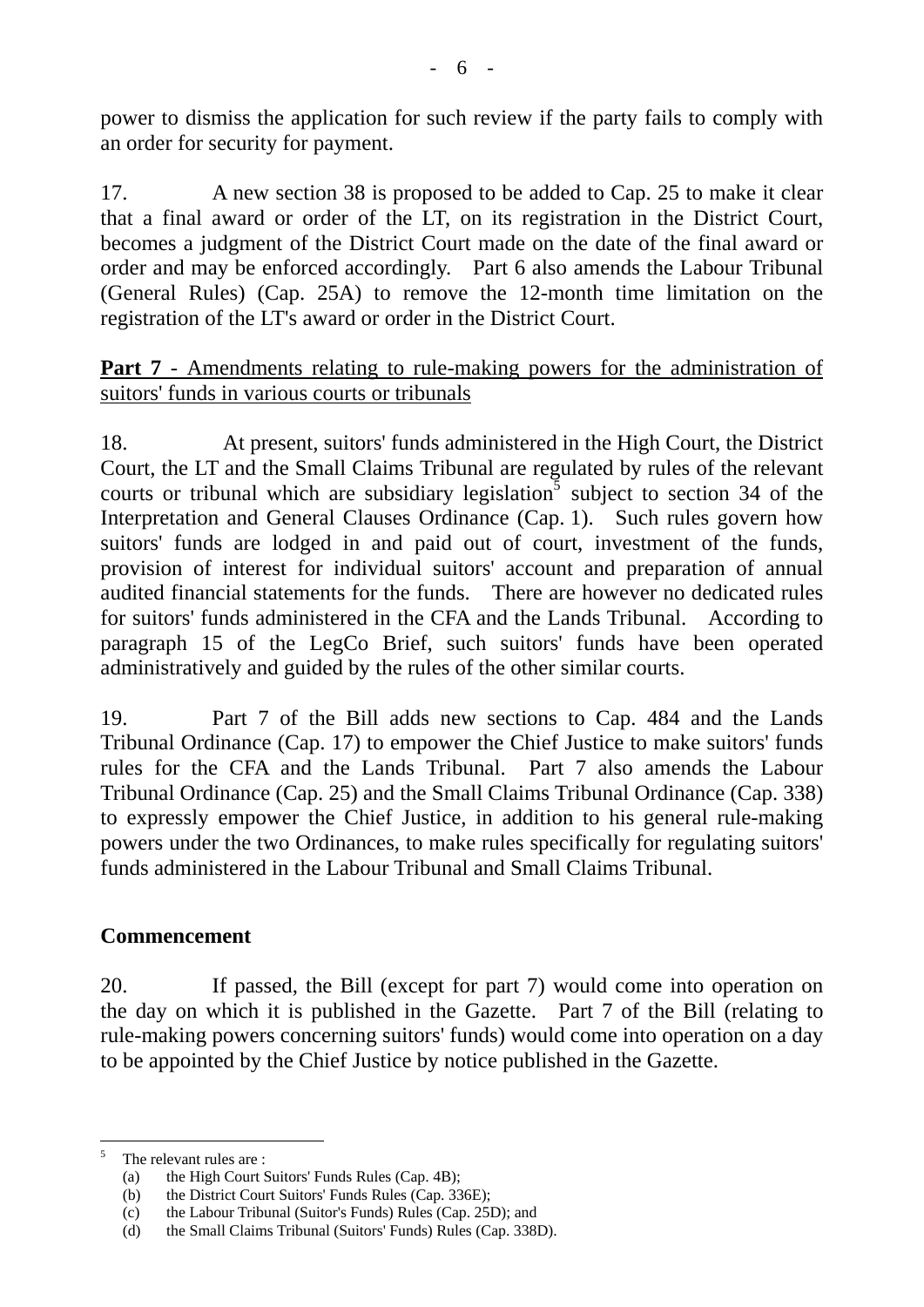power to dismiss the application for such review if the party fails to comply with an order for security for payment.

17. A new section 38 is proposed to be added to Cap. 25 to make it clear that a final award or order of the LT, on its registration in the District Court, becomes a judgment of the District Court made on the date of the final award or order and may be enforced accordingly. Part 6 also amends the Labour Tribunal (General Rules) (Cap. 25A) to remove the 12-month time limitation on the registration of the LT's award or order in the District Court.

**Part 7** - Amendments relating to rule-making powers for the administration of suitors' funds in various courts or tribunals

18. At present, suitors' funds administered in the High Court, the District Court, the LT and the Small Claims Tribunal are regulated by rules of the relevant courts or tribunal which are subsidiary legislation[5] subject to section 34 of the Interpretation and General Clauses Ordinance (Cap. 1). Such rules govern how suitors' funds are lodged in and paid out of court, investment of the funds, provision of interest for individual suitors' account and preparation of annual audited financial statements for the funds. There are however no dedicated rules for suitors' funds administered in the CFA and the Lands Tribunal. According to paragraph 15 of the LegCo Brief, such suitors' funds have been operated administratively and guided by the rules of the other similar courts.

19. Part 7 of the Bill adds new sections to Cap. 484 and the Lands Tribunal Ordinance (Cap. 17) to empower the Chief Justice to make suitors' funds rules for the CFA and the Lands Tribunal. Part 7 also amends the Labour Tribunal Ordinance (Cap. 25) and the Small Claims Tribunal Ordinance (Cap. 338) to expressly empower the Chief Justice, in addition to his general rule-making powers under the two Ordinances, to make rules specifically for regulating suitors' funds administered in the Labour Tribunal and Small Claims Tribunal.

**Commencement**

20. If passed, the Bill (except for part 7) would come into operation on the day on which it is published in the Gazette. Part 7 of the Bill (relating to rule-making powers concerning suitors' funds) would come into operation on a day to be appointed by the Chief Justice by notice published in the Gazette.

---

[5] The relevant rules are :
(a) the High Court Suitors' Funds Rules (Cap. 4B);
(b) the District Court Suitors' Funds Rules (Cap. 336E);
(c) the Labour Tribunal (Suitor's Funds) Rules (Cap. 25D); and
(d) the Small Claims Tribunal (Suitors' Funds) Rules (Cap. 338D).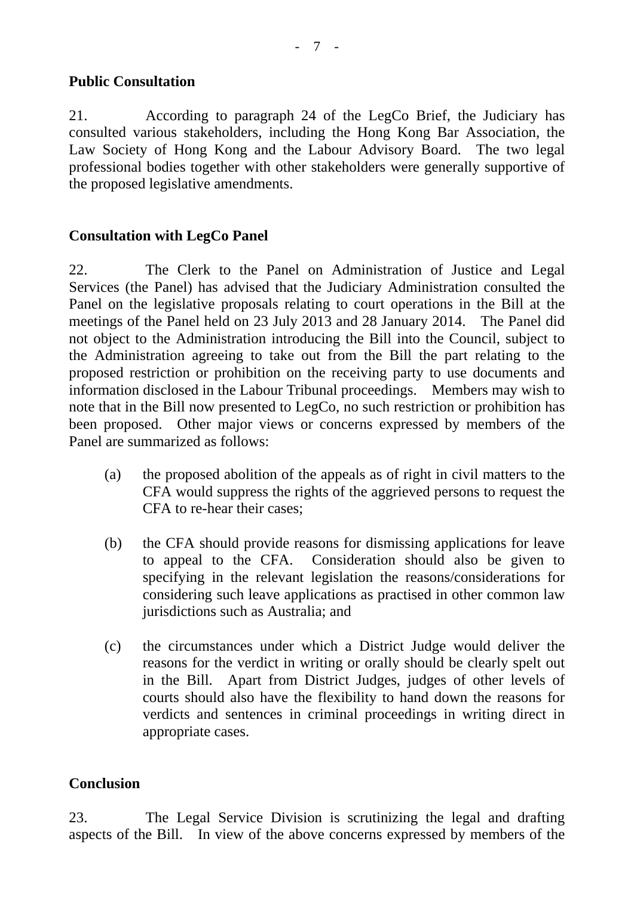**Public Consultation**

21. According to paragraph 24 of the LegCo Brief, the Judiciary has consulted various stakeholders, including the Hong Kong Bar Association, the Law Society of Hong Kong and the Labour Advisory Board. The two legal professional bodies together with other stakeholders were generally supportive of the proposed legislative amendments.

**Consultation with LegCo Panel**

22. The Clerk to the Panel on Administration of Justice and Legal Services (the Panel) has advised that the Judiciary Administration consulted the Panel on the legislative proposals relating to court operations in the Bill at the meetings of the Panel held on 23 July 2013 and 28 January 2014. The Panel did not object to the Administration introducing the Bill into the Council, subject to the Administration agreeing to take out from the Bill the part relating to the proposed restriction or prohibition on the receiving party to use documents and information disclosed in the Labour Tribunal proceedings. Members may wish to note that in the Bill now presented to LegCo, no such restriction or prohibition has been proposed. Other major views or concerns expressed by members of the Panel are summarized as follows:

(a) the proposed abolition of the appeals as of right in civil matters to the CFA would suppress the rights of the aggrieved persons to request the CFA to re-hear their cases;

(b) the CFA should provide reasons for dismissing applications for leave to appeal to the CFA. Consideration should also be given to specifying in the relevant legislation the reasons/considerations for considering such leave applications as practised in other common law jurisdictions such as Australia; and

(c) the circumstances under which a District Judge would deliver the reasons for the verdict in writing or orally should be clearly spelt out in the Bill. Apart from District Judges, judges of other levels of courts should also have the flexibility to hand down the reasons for verdicts and sentences in criminal proceedings in writing direct in appropriate cases.

**Conclusion**

23. The Legal Service Division is scrutinizing the legal and drafting aspects of the Bill. In view of the above concerns expressed by members of the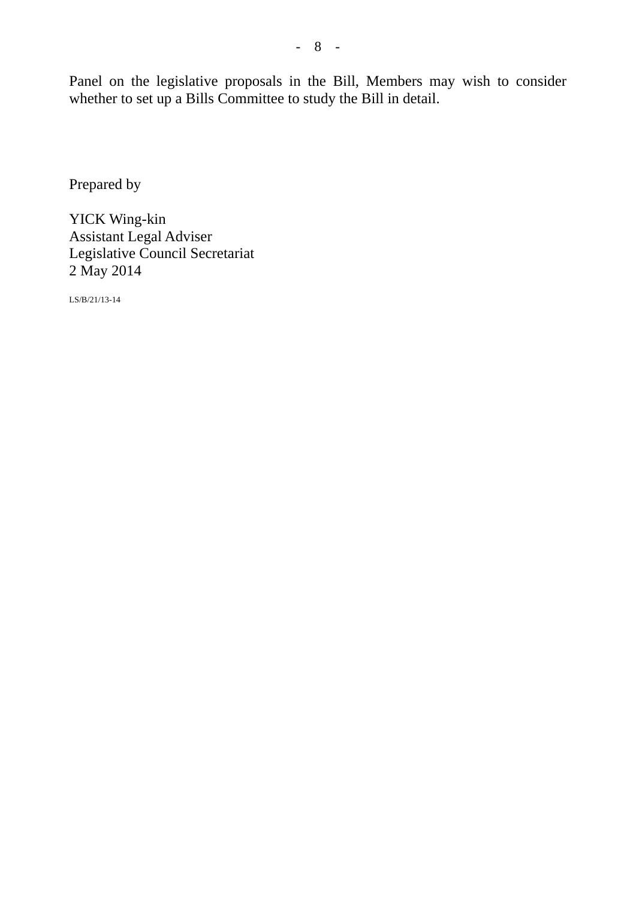Panel on the legislative proposals in the Bill, Members may wish to consider whether to set up a Bills Committee to study the Bill in detail.

Prepared by

YICK Wing-kin
Assistant Legal Adviser
Legislative Council Secretariat
2 May 2014

LS/B/21/13-14